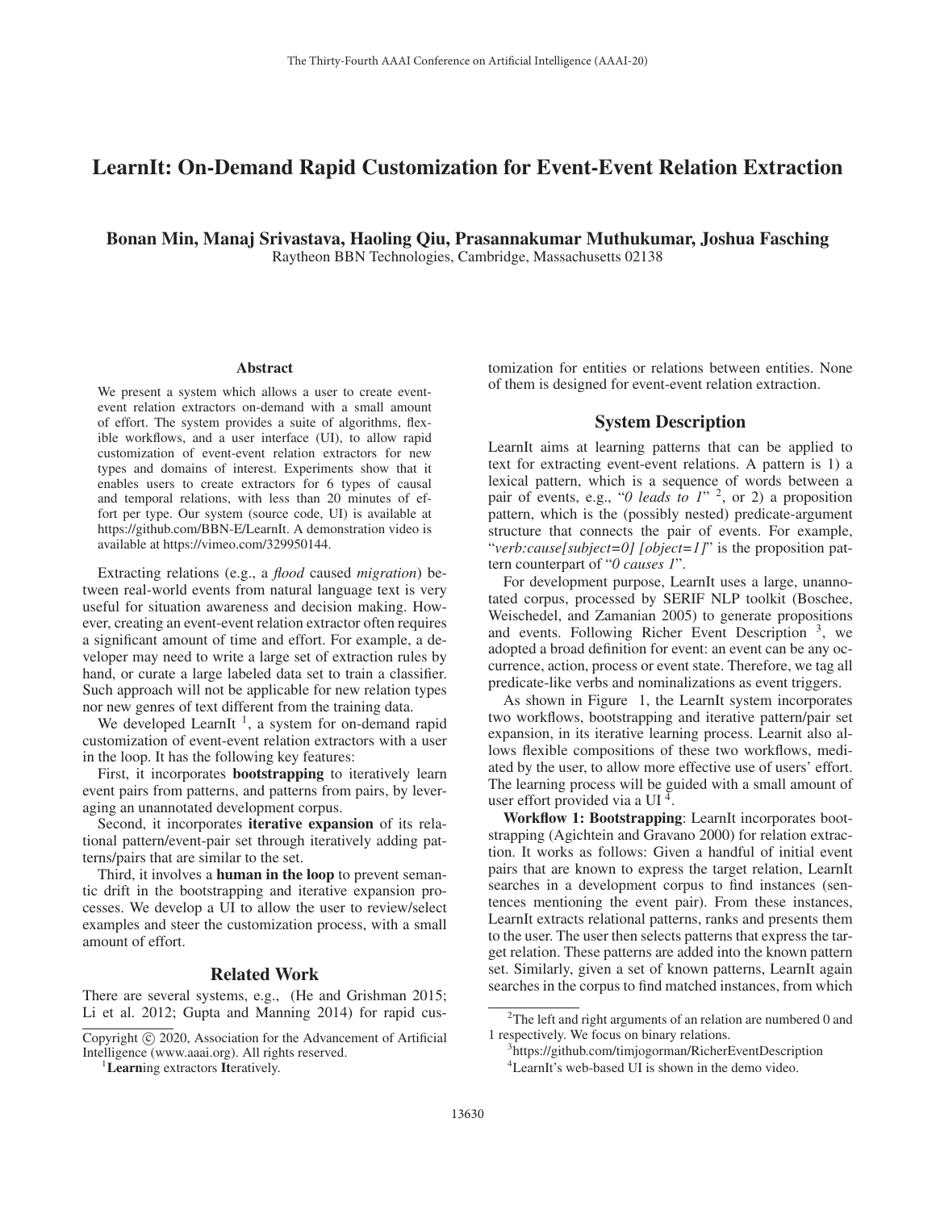# LearnIt: On-Demand Rapid Customization for Event-Event Relation Extraction

**Bonan Min, Manaj Srivastava, Haoling Qiu, Prasannakumar Muthukumar, Joshua Fasching**
Raytheon BBN Technologies, Cambridge, Massachusetts 02138

## Abstract

We present a system which allows a user to create event-event relation extractors on-demand with a small amount of effort. The system provides a suite of algorithms, flexible workflows, and a user interface (UI), to allow rapid customization of event-event relation extractors for new types and domains of interest. Experiments show that it enables users to create extractors for 6 types of causal and temporal relations, with less than 20 minutes of effort per type. Our system (source code, UI) is available at https://github.com/BBN-E/LearnIt. A demonstration video is available at https://vimeo.com/329950144.

Extracting relations (e.g., a *flood* caused *migration*) between real-world events from natural language text is very useful for situation awareness and decision making. However, creating an event-event relation extractor often requires a significant amount of time and effort. For example, a developer may need to write a large set of extraction rules by hand, or curate a large labeled data set to train a classifier. Such approach will not be applicable for new relation types nor new genres of text different from the training data.

We developed LearnIt [1], a system for on-demand rapid customization of event-event relation extractors with a user in the loop. It has the following key features:

First, it incorporates **bootstrapping** to iteratively learn event pairs from patterns, and patterns from pairs, by leveraging an unannotated development corpus.

Second, it incorporates **iterative expansion** of its relational pattern/event-pair set through iteratively adding patterns/pairs that are similar to the set.

Third, it involves a **human in the loop** to prevent semantic drift in the bootstrapping and iterative expansion processes. We develop a UI to allow the user to review/select examples and steer the customization process, with a small amount of effort.

## Related Work

There are several systems, e.g., (He and Grishman 2015; Li et al. 2012; Gupta and Manning 2014) for rapid customization for entities or relations between entities. None of them is designed for event-event relation extraction.

## System Description

LearnIt aims at learning patterns that can be applied to text for extracting event-event relations. A pattern is 1) a lexical pattern, which is a sequence of words between a pair of events, e.g., "*0 leads to 1*" [2], or 2) a proposition pattern, which is the (possibly nested) predicate-argument structure that connects the pair of events. For example, "*verb:cause[subject=0] [object=1]*" is the proposition pattern counterpart of "*0 causes 1*".

For development purpose, LearnIt uses a large, unannotated corpus, processed by SERIF NLP toolkit (Boschee, Weischedel, and Zamanian 2005) to generate propositions and events. Following Richer Event Description [3], we adopted a broad definition for event: an event can be any occurrence, action, process or event state. Therefore, we tag all predicate-like verbs and nominalizations as event triggers.

As shown in Figure 1, the LearnIt system incorporates two workflows, bootstrapping and iterative pattern/pair set expansion, in its iterative learning process. Learnit also allows flexible compositions of these two workflows, mediated by the user, to allow more effective use of users' effort. The learning process will be guided with a small amount of user effort provided via a UI [4].

**Workflow 1: Bootstrapping**: LearnIt incorporates bootstrapping (Agichtein and Gravano 2000) for relation extraction. It works as follows: Given a handful of initial event pairs that are known to express the target relation, LearnIt searches in a development corpus to find instances (sentences mentioning the event pair). From these instances, LearnIt extracts relational patterns, ranks and presents them to the user. The user then selects patterns that express the target relation. These patterns are added into the known pattern set. Similarly, given a set of known patterns, LearnIt again searches in the corpus to find matched instances, from which

Copyright © 2020, Association for the Advancement of Artificial Intelligence (www.aaai.org). All rights reserved.

[1] **Learn**ing extractors **It**eratively.

[2] The left and right arguments of an relation are numbered 0 and 1 respectively. We focus on binary relations.

[3] https://github.com/timjogorman/RicherEventDescription

[4] LearnIt's web-based UI is shown in the demo video.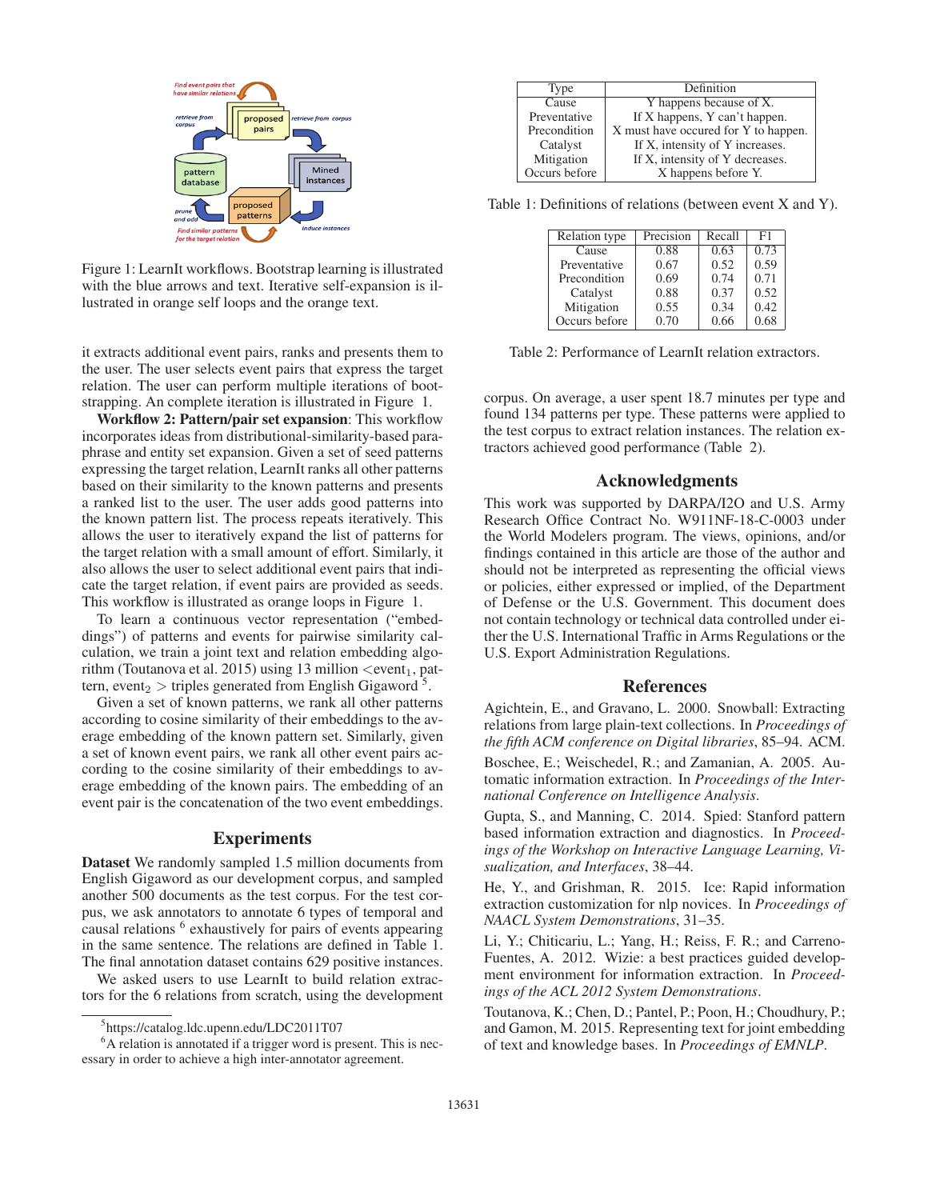Find event pairs that have similar relations

retrieve from corpus

proposed pairs

retrieve from corpus

pattern database

Mined instances

proposed patterns

prune and add

induce instances

Find similar patterns for the target relation

Figure 1: LearnIt workflows. Bootstrap learning is illustrated with the blue arrows and text. Iterative self-expansion is illustrated in orange self loops and the orange text.

it extracts additional event pairs, ranks and presents them to the user. The user selects event pairs that express the target relation. The user can perform multiple iterations of bootstrapping. An complete iteration is illustrated in Figure 1.

**Workflow 2: Pattern/pair set expansion**: This workflow incorporates ideas from distributional-similarity-based paraphrase and entity set expansion. Given a set of seed patterns expressing the target relation, LearnIt ranks all other patterns based on their similarity to the known patterns and presents a ranked list to the user. The user adds good patterns into the known pattern list. The process repeats iteratively. This allows the user to iteratively expand the list of patterns for the target relation with a small amount of effort. Similarly, it also allows the user to select additional event pairs that indicate the target relation, if event pairs are provided as seeds. This workflow is illustrated as orange loops in Figure 1.

To learn a continuous vector representation ("embeddings") of patterns and events for pairwise similarity calculation, we train a joint text and relation embedding algorithm (Toutanova et al. 2015) using 13 million $<$event$_1$, pattern, event$_2$ $>$ triples generated from English Gigaword [5].

Given a set of known patterns, we rank all other patterns according to cosine similarity of their embeddings to the average embedding of the known pattern set. Similarly, given a set of known event pairs, we rank all other event pairs according to the cosine similarity of their embeddings to average embedding of the known pairs. The embedding of an event pair is the concatenation of the two event embeddings.

## Experiments

**Dataset** We randomly sampled 1.5 million documents from English Gigaword as our development corpus, and sampled another 500 documents as the test corpus. For the test corpus, we ask annotators to annotate 6 types of temporal and causal relations [6] exhaustively for pairs of events appearing in the same sentence. The relations are defined in Table 1. The final annotation dataset contains 629 positive instances.

We asked users to use LearnIt to build relation extractors for the 6 relations from scratch, using the development corpus. On average, a user spent 18.7 minutes per type and found 134 patterns per type. These patterns were applied to the test corpus to extract relation instances. The relation extractors achieved good performance (Table 2).

| Type | Definition |
|---|---|
| Cause | Y happens because of X. |
| Preventative | If X happens, Y can't happen. |
| Precondition | X must have occured for Y to happen. |
| Catalyst | If X, intensity of Y increases. |
| Mitigation | If X, intensity of Y decreases. |
| Occurs before | X happens before Y. |

Table 1: Definitions of relations (between event X and Y).

| Relation type | Precision | Recall | F1 |
|---|---|---|---|
| Cause | 0.88 | 0.63 | 0.73 |
| Preventative | 0.67 | 0.52 | 0.59 |
| Precondition | 0.69 | 0.74 | 0.71 |
| Catalyst | 0.88 | 0.37 | 0.52 |
| Mitigation | 0.55 | 0.34 | 0.42 |
| Occurs before | 0.70 | 0.66 | 0.68 |

Table 2: Performance of LearnIt relation extractors.

## Acknowledgments

This work was supported by DARPA/I2O and U.S. Army Research Office Contract No. W911NF-18-C-0003 under the World Modelers program. The views, opinions, and/or findings contained in this article are those of the author and should not be interpreted as representing the official views or policies, either expressed or implied, of the Department of Defense or the U.S. Government. This document does not contain technology or technical data controlled under either the U.S. International Traffic in Arms Regulations or the U.S. Export Administration Regulations.

## References

Agichtein, E., and Gravano, L. 2000. Snowball: Extracting relations from large plain-text collections. In *Proceedings of the fifth ACM conference on Digital libraries*, 85–94. ACM.

Boschee, E.; Weischedel, R.; and Zamanian, A. 2005. Automatic information extraction. In *Proceedings of the International Conference on Intelligence Analysis*.

Gupta, S., and Manning, C. 2014. Spied: Stanford pattern based information extraction and diagnostics. In *Proceedings of the Workshop on Interactive Language Learning, Visualization, and Interfaces*, 38–44.

He, Y., and Grishman, R. 2015. Ice: Rapid information extraction customization for nlp novices. In *Proceedings of NAACL System Demonstrations*, 31–35.

Li, Y.; Chiticariu, L.; Yang, H.; Reiss, F. R.; and Carreno-Fuentes, A. 2012. Wizie: a best practices guided development environment for information extraction. In *Proceedings of the ACL 2012 System Demonstrations*.

Toutanova, K.; Chen, D.; Pantel, P.; Poon, H.; Choudhury, P.; and Gamon, M. 2015. Representing text for joint embedding of text and knowledge bases. In *Proceedings of EMNLP*.

---

[5] https://catalog.ldc.upenn.edu/LDC2011T07

[6] A relation is annotated if a trigger word is present. This is necessary in order to achieve a high inter-annotator agreement.